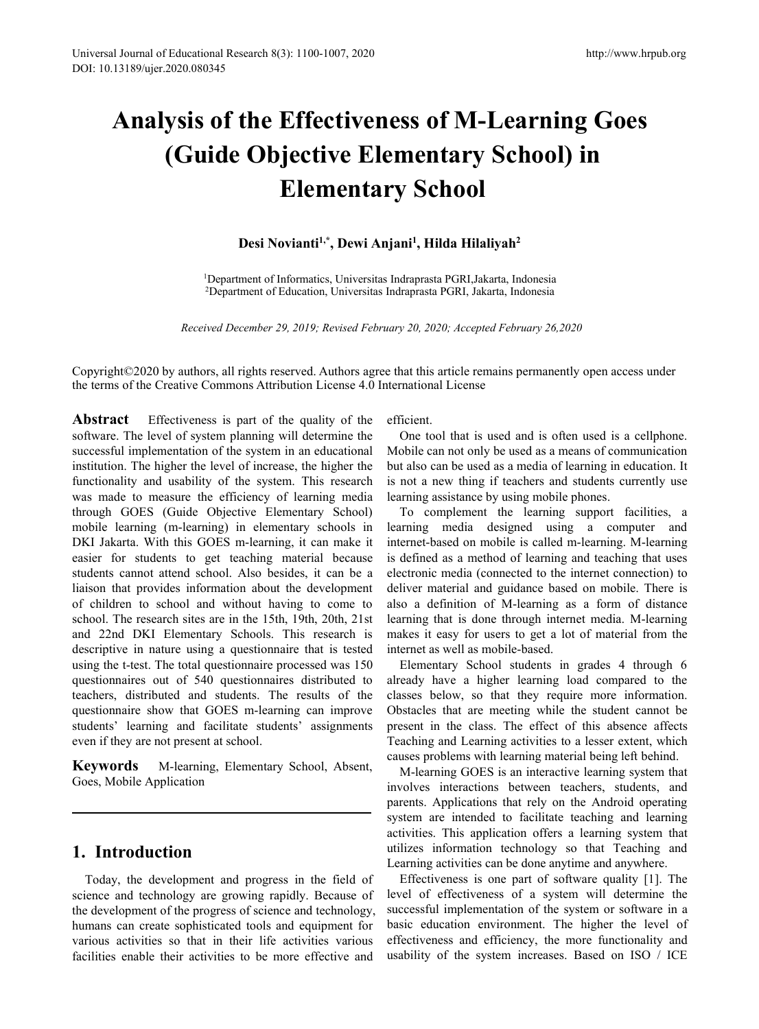# Analysis of the Effectiveness of M-Learning Goes (Guide Objective Elementary School) in Elementary School

**Desi Novianti[1,*], Dewi Anjani[1], Hilda Hilaliyah[2]**

[1]Department of Informatics, Universitas Indraprasta PGRI,Jakarta, Indonesia
[2]Department of Education, Universitas Indraprasta PGRI, Jakarta, Indonesia

*Received December 29, 2019; Revised February 20, 2020; Accepted February 26,2020*

Copyright©2020 by authors, all rights reserved. Authors agree that this article remains permanently open access under the terms of the Creative Commons Attribution License 4.0 International License

**Abstract** Effectiveness is part of the quality of the software. The level of system planning will determine the successful implementation of the system in an educational institution. The higher the level of increase, the higher the functionality and usability of the system. This research was made to measure the efficiency of learning media through GOES (Guide Objective Elementary School) mobile learning (m-learning) in elementary schools in DKI Jakarta. With this GOES m-learning, it can make it easier for students to get teaching material because students cannot attend school. Also besides, it can be a liaison that provides information about the development of children to school and without having to come to school. The research sites are in the 15th, 19th, 20th, 21st and 22nd DKI Elementary Schools. This research is descriptive in nature using a questionnaire that is tested using the t-test. The total questionnaire processed was 150 questionnaires out of 540 questionnaires distributed to teachers, distributed and students. The results of the questionnaire show that GOES m-learning can improve students' learning and facilitate students' assignments even if they are not present at school.

**Keywords** M-learning, Elementary School, Absent, Goes, Mobile Application

## 1. Introduction

Today, the development and progress in the field of science and technology are growing rapidly. Because of the development of the progress of science and technology, humans can create sophisticated tools and equipment for various activities so that in their life activities various facilities enable their activities to be more effective and efficient.

One tool that is used and is often used is a cellphone. Mobile can not only be used as a means of communication but also can be used as a media of learning in education. It is not a new thing if teachers and students currently use learning assistance by using mobile phones.

To complement the learning support facilities, a learning media designed using a computer and internet-based on mobile is called m-learning. M-learning is defined as a method of learning and teaching that uses electronic media (connected to the internet connection) to deliver material and guidance based on mobile. There is also a definition of M-learning as a form of distance learning that is done through internet media. M-learning makes it easy for users to get a lot of material from the internet as well as mobile-based.

Elementary School students in grades 4 through 6 already have a higher learning load compared to the classes below, so that they require more information. Obstacles that are meeting while the student cannot be present in the class. The effect of this absence affects Teaching and Learning activities to a lesser extent, which causes problems with learning material being left behind.

M-learning GOES is an interactive learning system that involves interactions between teachers, students, and parents. Applications that rely on the Android operating system are intended to facilitate teaching and learning activities. This application offers a learning system that utilizes information technology so that Teaching and Learning activities can be done anytime and anywhere.

Effectiveness is one part of software quality [1]. The level of effectiveness of a system will determine the successful implementation of the system or software in a basic education environment. The higher the level of effectiveness and efficiency, the more functionality and usability of the system increases. Based on ISO / ICE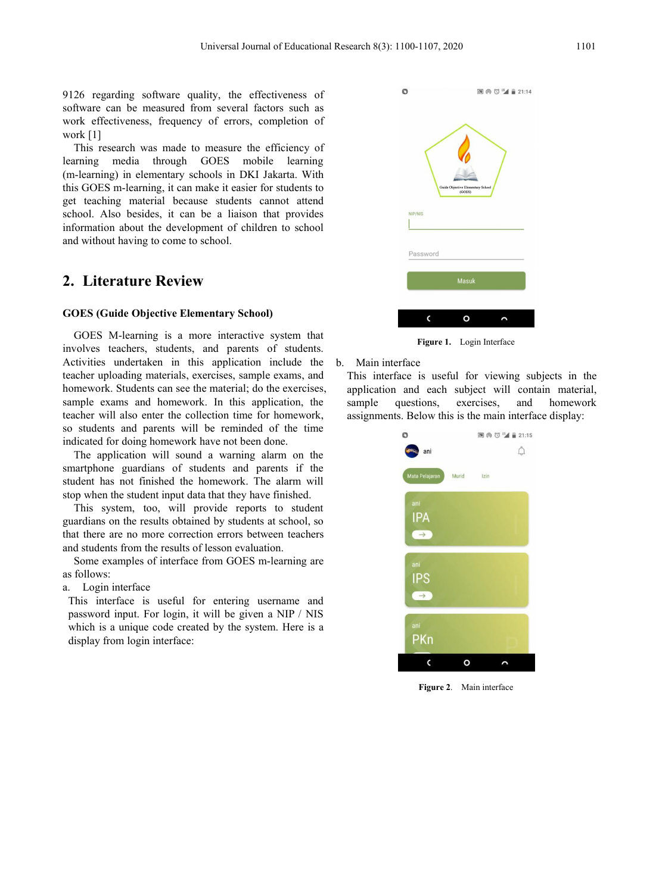9126 regarding software quality, the effectiveness of software can be measured from several factors such as work effectiveness, frequency of errors, completion of work [1]

This research was made to measure the efficiency of learning media through GOES mobile learning (m-learning) in elementary schools in DKI Jakarta. With this GOES m-learning, it can make it easier for students to get teaching material because students cannot attend school. Also besides, it can be a liaison that provides information about the development of children to school and without having to come to school.

## 2. Literature Review

### GOES (Guide Objective Elementary School)

GOES M-learning is a more interactive system that involves teachers, students, and parents of students. Activities undertaken in this application include the teacher uploading materials, exercises, sample exams, and homework. Students can see the material; do the exercises, sample exams and homework. In this application, the teacher will also enter the collection time for homework, so students and parents will be reminded of the time indicated for doing homework have not been done.

The application will sound a warning alarm on the smartphone guardians of students and parents if the student has not finished the homework. The alarm will stop when the student input data that they have finished.

This system, too, will provide reports to student guardians on the results obtained by students at school, so that there are no more correction errors between teachers and students from the results of lesson evaluation.

Some examples of interface from GOES m-learning are as follows:

a. Login interface

This interface is useful for entering username and password input. For login, it will be given a NIP / NIS which is a unique code created by the system. Here is a display from login interface:

**Figure 1.** Login Interface

b. Main interface

This interface is useful for viewing subjects in the application and each subject will contain material, sample questions, exercises, and homework assignments. Below this is the main interface display:

**Figure 2.** Main interface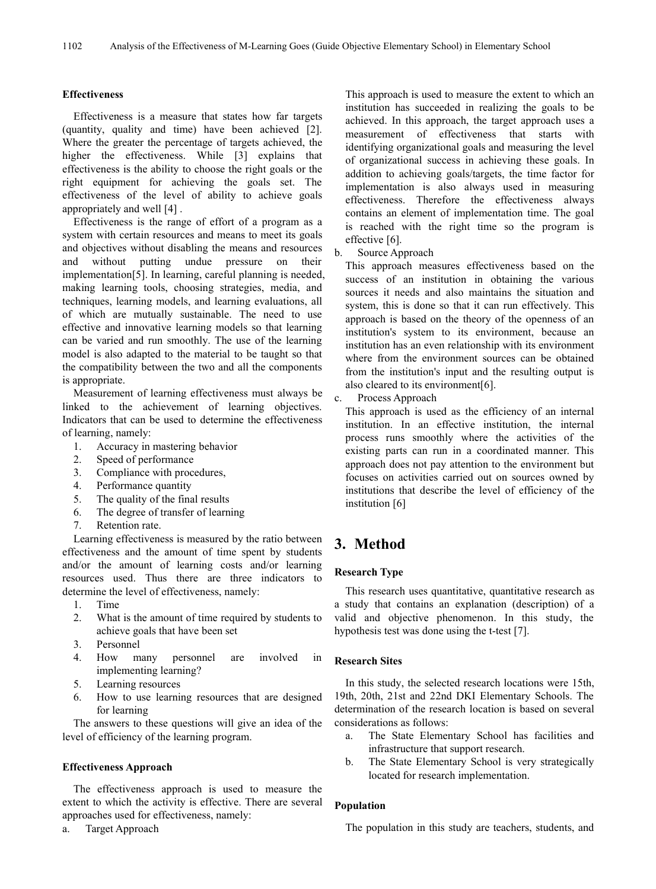### Effectiveness

Effectiveness is a measure that states how far targets (quantity, quality and time) have been achieved [2]. Where the greater the percentage of targets achieved, the higher the effectiveness. While [3] explains that effectiveness is the ability to choose the right goals or the right equipment for achieving the goals set. The effectiveness of the level of ability to achieve goals appropriately and well [4] .

Effectiveness is the range of effort of a program as a system with certain resources and means to meet its goals and objectives without disabling the means and resources and without putting undue pressure on their implementation[5]. In learning, careful planning is needed, making learning tools, choosing strategies, media, and techniques, learning models, and learning evaluations, all of which are mutually sustainable. The need to use effective and innovative learning models so that learning can be varied and run smoothly. The use of the learning model is also adapted to the material to be taught so that the compatibility between the two and all the components is appropriate.

Measurement of learning effectiveness must always be linked to the achievement of learning objectives. Indicators that can be used to determine the effectiveness of learning, namely:

1. Accuracy in mastering behavior
2. Speed of performance
3. Compliance with procedures,
4. Performance quantity
5. The quality of the final results
6. The degree of transfer of learning
7. Retention rate.

Learning effectiveness is measured by the ratio between effectiveness and the amount of time spent by students and/or the amount of learning costs and/or learning resources used. Thus there are three indicators to determine the level of effectiveness, namely:

1. Time
2. What is the amount of time required by students to achieve goals that have been set
3. Personnel
4. How many personnel are involved in implementing learning?
5. Learning resources
6. How to use learning resources that are designed for learning

The answers to these questions will give an idea of the level of efficiency of the learning program.

### Effectiveness Approach

The effectiveness approach is used to measure the extent to which the activity is effective. There are several approaches used for effectiveness, namely:

a. Target Approach

This approach is used to measure the extent to which an institution has succeeded in realizing the goals to be achieved. In this approach, the target approach uses a measurement of effectiveness that starts with identifying organizational goals and measuring the level of organizational success in achieving these goals. In addition to achieving goals/targets, the time factor for implementation is also always used in measuring effectiveness. Therefore the effectiveness always contains an element of implementation time. The goal is reached with the right time so the program is effective [6].

b. Source Approach

This approach measures effectiveness based on the success of an institution in obtaining the various sources it needs and also maintains the situation and system, this is done so that it can run effectively. This approach is based on the theory of the openness of an institution's system to its environment, because an institution has an even relationship with its environment where from the environment sources can be obtained from the institution's input and the resulting output is also cleared to its environment[6].

c. Process Approach

This approach is used as the efficiency of an internal institution. In an effective institution, the internal process runs smoothly where the activities of the existing parts can run in a coordinated manner. This approach does not pay attention to the environment but focuses on activities carried out on sources owned by institutions that describe the level of efficiency of the institution [6]

## 3. Method

### Research Type

This research uses quantitative, quantitative research as a study that contains an explanation (description) of a valid and objective phenomenon. In this study, the hypothesis test was done using the t-test [7].

### Research Sites

In this study, the selected research locations were 15th, 19th, 20th, 21st and 22nd DKI Elementary Schools. The determination of the research location is based on several considerations as follows:

a. The State Elementary School has facilities and infrastructure that support research.
b. The State Elementary School is very strategically located for research implementation.

### Population

The population in this study are teachers, students, and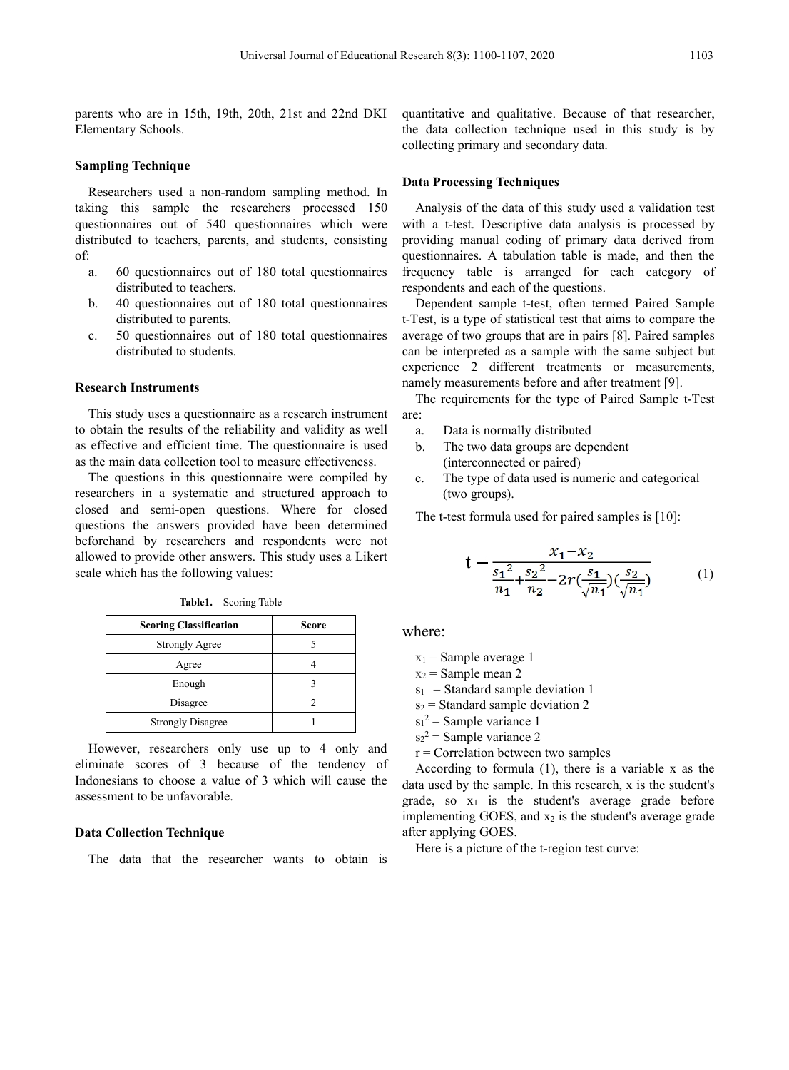parents who are in 15th, 19th, 20th, 21st and 22nd DKI Elementary Schools.

### Sampling Technique

Researchers used a non-random sampling method. In taking this sample the researchers processed 150 questionnaires out of 540 questionnaires which were distributed to teachers, parents, and students, consisting of:

a. 60 questionnaires out of 180 total questionnaires distributed to teachers.
b. 40 questionnaires out of 180 total questionnaires distributed to parents.
c. 50 questionnaires out of 180 total questionnaires distributed to students.

### Research Instruments

This study uses a questionnaire as a research instrument to obtain the results of the reliability and validity as well as effective and efficient time. The questionnaire is used as the main data collection tool to measure effectiveness.

The questions in this questionnaire were compiled by researchers in a systematic and structured approach to closed and semi-open questions. Where for closed questions the answers provided have been determined beforehand by researchers and respondents were not allowed to provide other answers. This study uses a Likert scale which has the following values:

**Table1.** Scoring Table

| Scoring Classification | Score |
|---|---|
| Strongly Agree | 5 |
| Agree | 4 |
| Enough | 3 |
| Disagree | 2 |
| Strongly Disagree | 1 |

However, researchers only use up to 4 only and eliminate scores of 3 because of the tendency of Indonesians to choose a value of 3 which will cause the assessment to be unfavorable.

### Data Collection Technique

The data that the researcher wants to obtain is quantitative and qualitative. Because of that researcher, the data collection technique used in this study is by collecting primary and secondary data.

### Data Processing Techniques

Analysis of the data of this study used a validation test with a t-test. Descriptive data analysis is processed by providing manual coding of primary data derived from questionnaires. A tabulation table is made, and then the frequency table is arranged for each category of respondents and each of the questions.

Dependent sample t-test, often termed Paired Sample t-Test, is a type of statistical test that aims to compare the average of two groups that are in pairs [8]. Paired samples can be interpreted as a sample with the same subject but experience 2 different treatments or measurements, namely measurements before and after treatment [9].

The requirements for the type of Paired Sample t-Test are:

a. Data is normally distributed
b. The two data groups are dependent (interconnected or paired)
c. The type of data used is numeric and categorical (two groups).

The t-test formula used for paired samples is [10]:

$$t = \frac{\bar{x}_1 - \bar{x}_2}{\frac{s_1{}^2}{n_1} + \frac{s_2{}^2}{n_2} - 2r\left(\frac{s_1}{\sqrt{n_1}}\right)\left(\frac{s_2}{\sqrt{n_1}}\right)} \quad (1)$$

where:

$x_1$ = Sample average 1
$x_2$ = Sample mean 2
$s_1$ = Standard sample deviation 1
$s_2$ = Standard sample deviation 2
$s_1^2$ = Sample variance 1
$s_2^2$ = Sample variance 2
r = Correlation between two samples

According to formula (1), there is a variable x as the data used by the sample. In this research, x is the student's grade, so $x_1$ is the student's average grade before implementing GOES, and $x_2$ is the student's average grade after applying GOES.

Here is a picture of the t-region test curve: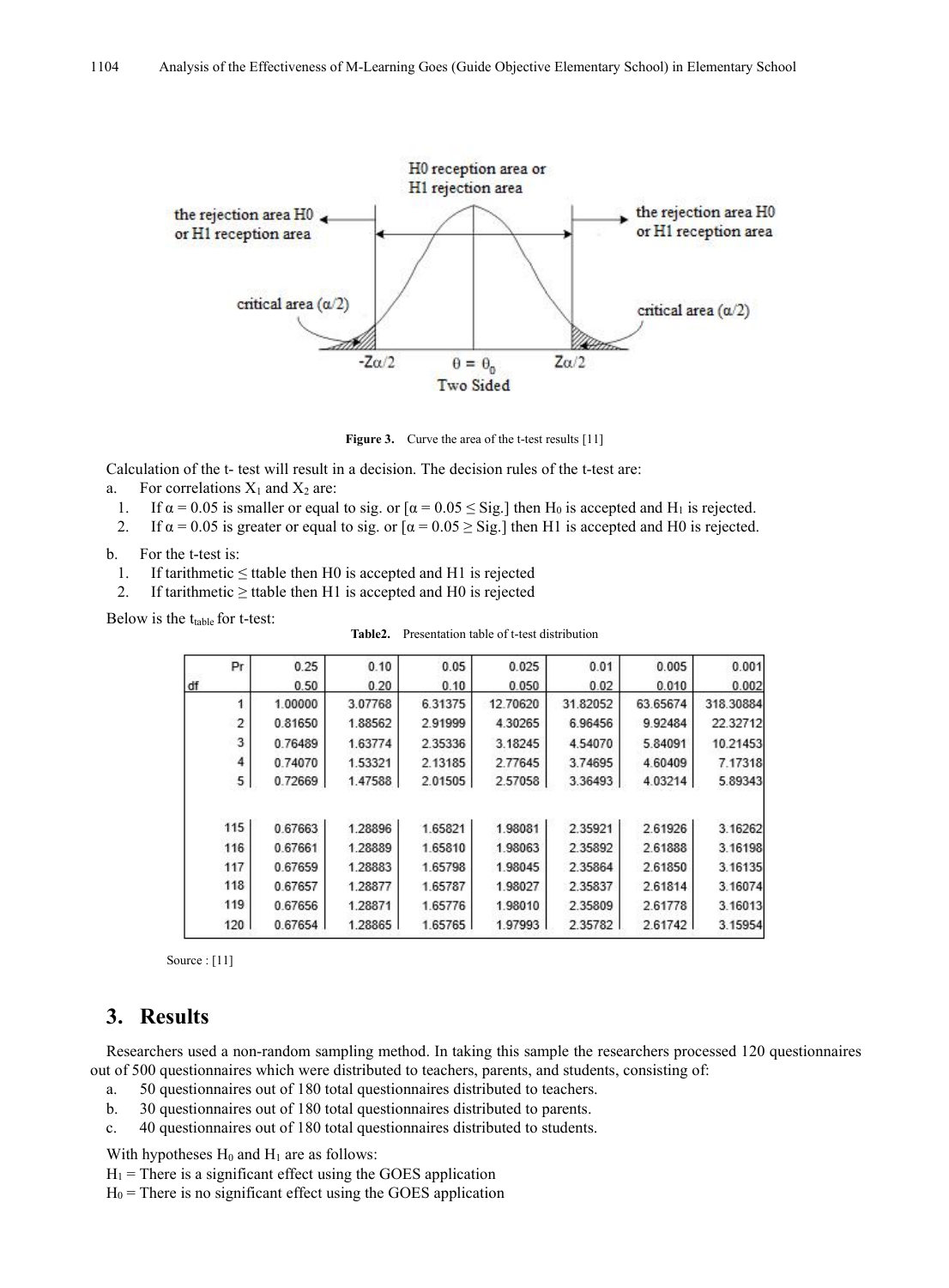Figure 3. Curve the area of the t-test results [11]

Calculation of the t- test will result in a decision. The decision rules of the t-test are:

a. For correlations $X_1$ and $X_2$ are:
   1. If $\alpha = 0.05$ is smaller or equal to sig. or $[\alpha = 0.05 \leq \text{Sig.}]$ then $H_0$ is accepted and $H_1$ is rejected.
   2. If $\alpha = 0.05$ is greater or equal to sig. or $[\alpha = 0.05 \geq \text{Sig.}]$ then H1 is accepted and H0 is rejected.

b. For the t-test is:
   1. If tarithmetic ≤ ttable then H0 is accepted and H1 is rejected
   2. If tarithmetic ≥ ttable then H1 is accepted and H0 is rejected

Below is the $t_{table}$ for t-test:

Table2. Presentation table of t-test distribution

| Pr | 0.25 | 0.10 | 0.05 | 0.025 | 0.01 | 0.005 | 0.001 |
|---|---|---|---|---|---|---|---|
| df | 0.50 | 0.20 | 0.10 | 0.050 | 0.02 | 0.010 | 0.002 |
| 1 | 1.00000 | 3.07768 | 6.31375 | 12.70620 | 31.82052 | 63.65674 | 318.30884 |
| 2 | 0.81650 | 1.88562 | 2.91999 | 4.30265 | 6.96456 | 9.92484 | 22.32712 |
| 3 | 0.76489 | 1.63774 | 2.35336 | 3.18245 | 4.54070 | 5.84091 | 10.21453 |
| 4 | 0.74070 | 1.53321 | 2.13185 | 2.77645 | 3.74695 | 4.60409 | 7.17318 |
| 5 | 0.72669 | 1.47588 | 2.01505 | 2.57058 | 3.36493 | 4.03214 | 5.89343 |
| 115 | 0.67663 | 1.28896 | 1.65821 | 1.98081 | 2.35921 | 2.61926 | 3.16262 |
| 116 | 0.67661 | 1.28889 | 1.65810 | 1.98063 | 2.35892 | 2.61888 | 3.16198 |
| 117 | 0.67659 | 1.28883 | 1.65798 | 1.98045 | 2.35864 | 2.61850 | 3.16135 |
| 118 | 0.67657 | 1.28877 | 1.65787 | 1.98027 | 2.35837 | 2.61814 | 3.16074 |
| 119 | 0.67656 | 1.28871 | 1.65776 | 1.98010 | 2.35809 | 2.61778 | 3.16013 |
| 120 | 0.67654 | 1.28865 | 1.65765 | 1.97993 | 2.35782 | 2.61742 | 3.15954 |

Source : [11]

## 3. Results

Researchers used a non-random sampling method. In taking this sample the researchers processed 120 questionnaires out of 500 questionnaires which were distributed to teachers, parents, and students, consisting of:

a. 50 questionnaires out of 180 total questionnaires distributed to teachers.
b. 30 questionnaires out of 180 total questionnaires distributed to parents.
c. 40 questionnaires out of 180 total questionnaires distributed to students.

With hypotheses $H_0$ and $H_1$ are as follows:

$H_1$ = There is a significant effect using the GOES application

$H_0$ = There is no significant effect using the GOES application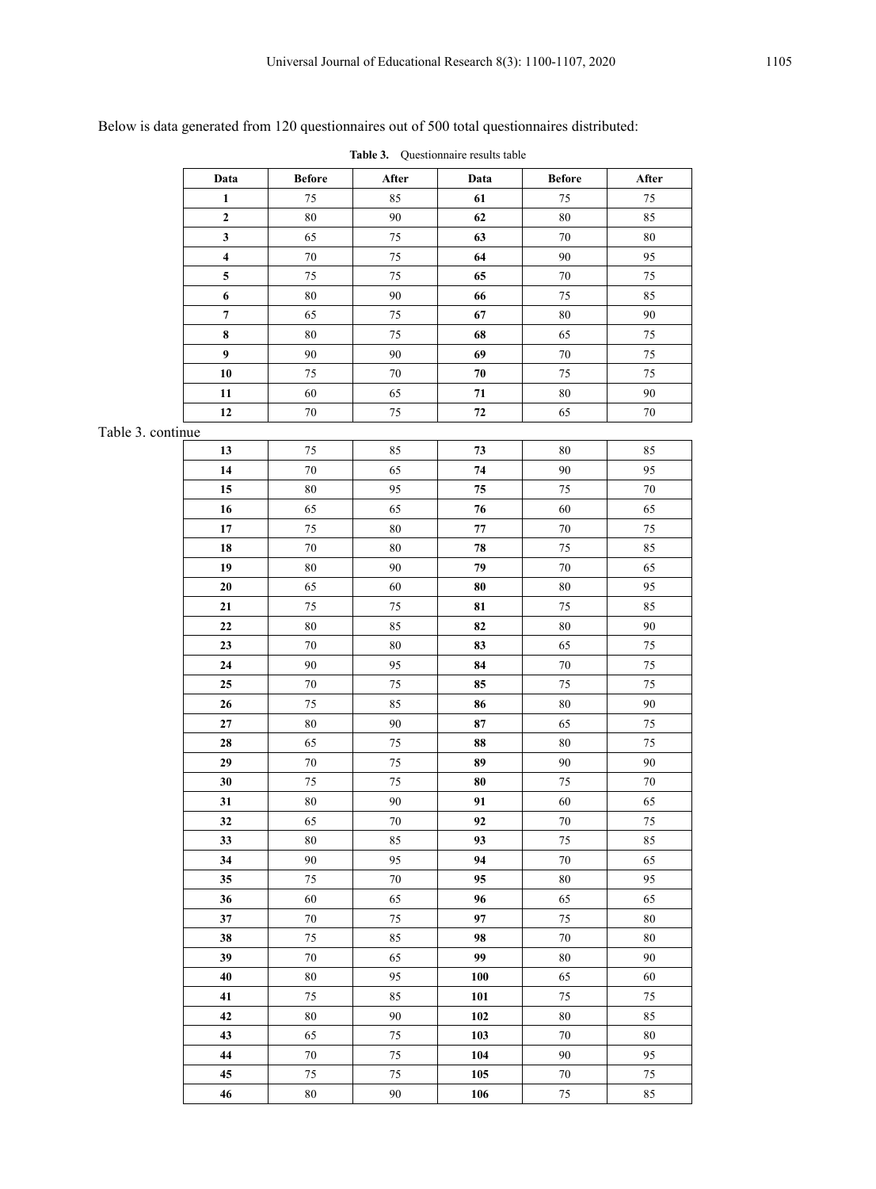Below is data generated from 120 questionnaires out of 500 total questionnaires distributed:

**Table 3.** Questionnaire results table

| Data | Before | After | Data | Before | After |
|---|---|---|---|---|---|
| **1** | 75 | 85 | **61** | 75 | 75 |
| **2** | 80 | 90 | **62** | 80 | 85 |
| **3** | 65 | 75 | **63** | 70 | 80 |
| **4** | 70 | 75 | **64** | 90 | 95 |
| **5** | 75 | 75 | **65** | 70 | 75 |
| **6** | 80 | 90 | **66** | 75 | 85 |
| **7** | 65 | 75 | **67** | 80 | 90 |
| **8** | 80 | 75 | **68** | 65 | 75 |
| **9** | 90 | 90 | **69** | 70 | 75 |
| **10** | 75 | 70 | **70** | 75 | 75 |
| **11** | 60 | 65 | **71** | 80 | 90 |
| **12** | 70 | 75 | **72** | 65 | 70 |

Table 3. continue

| Data | Before | After | Data | Before | After |
|---|---|---|---|---|---|
| **13** | 75 | 85 | **73** | 80 | 85 |
| **14** | 70 | 65 | **74** | 90 | 95 |
| **15** | 80 | 95 | **75** | 75 | 70 |
| **16** | 65 | 65 | **76** | 60 | 65 |
| **17** | 75 | 80 | **77** | 70 | 75 |
| **18** | 70 | 80 | **78** | 75 | 85 |
| **19** | 80 | 90 | **79** | 70 | 65 |
| **20** | 65 | 60 | **80** | 80 | 95 |
| **21** | 75 | 75 | **81** | 75 | 85 |
| **22** | 80 | 85 | **82** | 80 | 90 |
| **23** | 70 | 80 | **83** | 65 | 75 |
| **24** | 90 | 95 | **84** | 70 | 75 |
| **25** | 70 | 75 | **85** | 75 | 75 |
| **26** | 75 | 85 | **86** | 80 | 90 |
| **27** | 80 | 90 | **87** | 65 | 75 |
| **28** | 65 | 75 | **88** | 80 | 75 |
| **29** | 70 | 75 | **89** | 90 | 90 |
| **30** | 75 | 75 | **80** | 75 | 70 |
| **31** | 80 | 90 | **91** | 60 | 65 |
| **32** | 65 | 70 | **92** | 70 | 75 |
| **33** | 80 | 85 | **93** | 75 | 85 |
| **34** | 90 | 95 | **94** | 70 | 65 |
| **35** | 75 | 70 | **95** | 80 | 95 |
| **36** | 60 | 65 | **96** | 65 | 65 |
| **37** | 70 | 75 | **97** | 75 | 80 |
| **38** | 75 | 85 | **98** | 70 | 80 |
| **39** | 70 | 65 | **99** | 80 | 90 |
| **40** | 80 | 95 | **100** | 65 | 60 |
| **41** | 75 | 85 | **101** | 75 | 75 |
| **42** | 80 | 90 | **102** | 80 | 85 |
| **43** | 65 | 75 | **103** | 70 | 80 |
| **44** | 70 | 75 | **104** | 90 | 95 |
| **45** | 75 | 75 | **105** | 70 | 75 |
| **46** | 80 | 90 | **106** | 75 | 85 |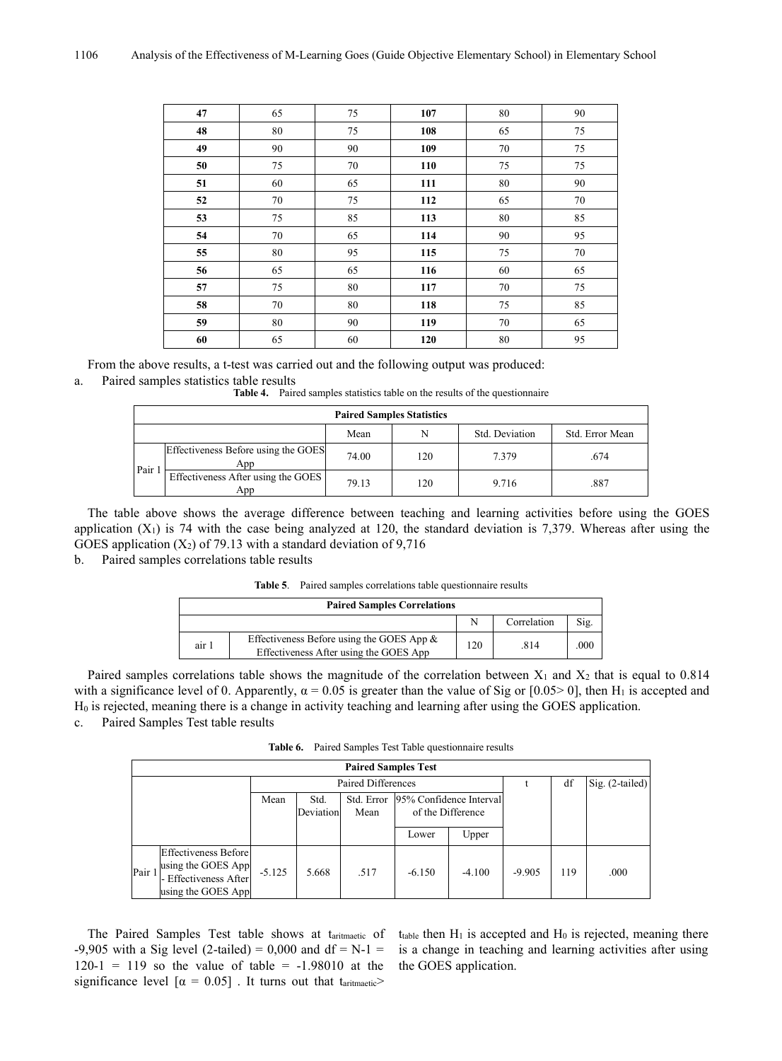| **47** | 65 | 75 | **107** | 80 | 90 |
|---|---|---|---|---|---|
| **48** | 80 | 75 | **108** | 65 | 75 |
| **49** | 90 | 90 | **109** | 70 | 75 |
| **50** | 75 | 70 | **110** | 75 | 75 |
| **51** | 60 | 65 | **111** | 80 | 90 |
| **52** | 70 | 75 | **112** | 65 | 70 |
| **53** | 75 | 85 | **113** | 80 | 85 |
| **54** | 70 | 65 | **114** | 90 | 95 |
| **55** | 80 | 95 | **115** | 75 | 70 |
| **56** | 65 | 65 | **116** | 60 | 65 |
| **57** | 75 | 80 | **117** | 70 | 75 |
| **58** | 70 | 80 | **118** | 75 | 85 |
| **59** | 80 | 90 | **119** | 70 | 65 |
| **60** | 65 | 60 | **120** | 80 | 95 |

From the above results, a t-test was carried out and the following output was produced:

a. Paired samples statistics table results

**Table 4.** Paired samples statistics table on the results of the questionnaire

| **Paired Samples Statistics** | | | | | |
|---|---|---|---|---|---|
| | | Mean | N | Std. Deviation | Std. Error Mean |
| Pair 1 | Effectiveness Before using the GOES App | 74.00 | 120 | 7.379 | .674 |
| | Effectiveness After using the GOES App | 79.13 | 120 | 9.716 | .887 |

The table above shows the average difference between teaching and learning activities before using the GOES application ($X_1$) is 74 with the case being analyzed at 120, the standard deviation is 7,379. Whereas after using the GOES application ($X_2$) of 79.13 with a standard deviation of 9,716

b. Paired samples correlations table results

**Table 5**. Paired samples correlations table questionnaire results

| **Paired Samples Correlations** | | | | |
|---|---|---|---|---|
| | | N | Correlation | Sig. |
| air 1 | Effectiveness Before using the GOES App & Effectiveness After using the GOES App | 120 | .814 | .000 |

Paired samples correlations table shows the magnitude of the correlation between $X_1$ and $X_2$ that is equal to 0.814 with a significance level of 0. Apparently, $\alpha = 0.05$ is greater than the value of Sig or [0.05> 0], then $H_1$ is accepted and $H_0$ is rejected, meaning there is a change in activity teaching and learning after using the GOES application.

c. Paired Samples Test table results

**Table 6.** Paired Samples Test Table questionnaire results

| **Paired Samples Test** | | | | | | | | | |
|---|---|---|---|---|---|---|---|---|---|
| | | Paired Differences | | | | | t | df | Sig. (2-tailed) |
| | | Mean | Std. Deviation | Std. Error Mean | 95% Confidence Interval of the Difference | | | | |
| | | | | | Lower | Upper | | | |
| Pair 1 | Effectiveness Before using the GOES App - Effectiveness After using the GOES App | -5.125 | 5.668 | .517 | -6.150 | -4.100 | -9.905 | 119 | .000 |

The Paired Samples Test table shows at $t_{aritmaetic}$ of -9,905 with a Sig level (2-tailed) = 0,000 and df = N-1 = 120-1 = 119 so the value of table = -1.98010 at the significance level [$\alpha = 0.05$] . It turns out that $t_{aritmaetic}$> $t_{table}$ then $H_1$ is accepted and $H_0$ is rejected, meaning there is a change in teaching and learning activities after using the GOES application.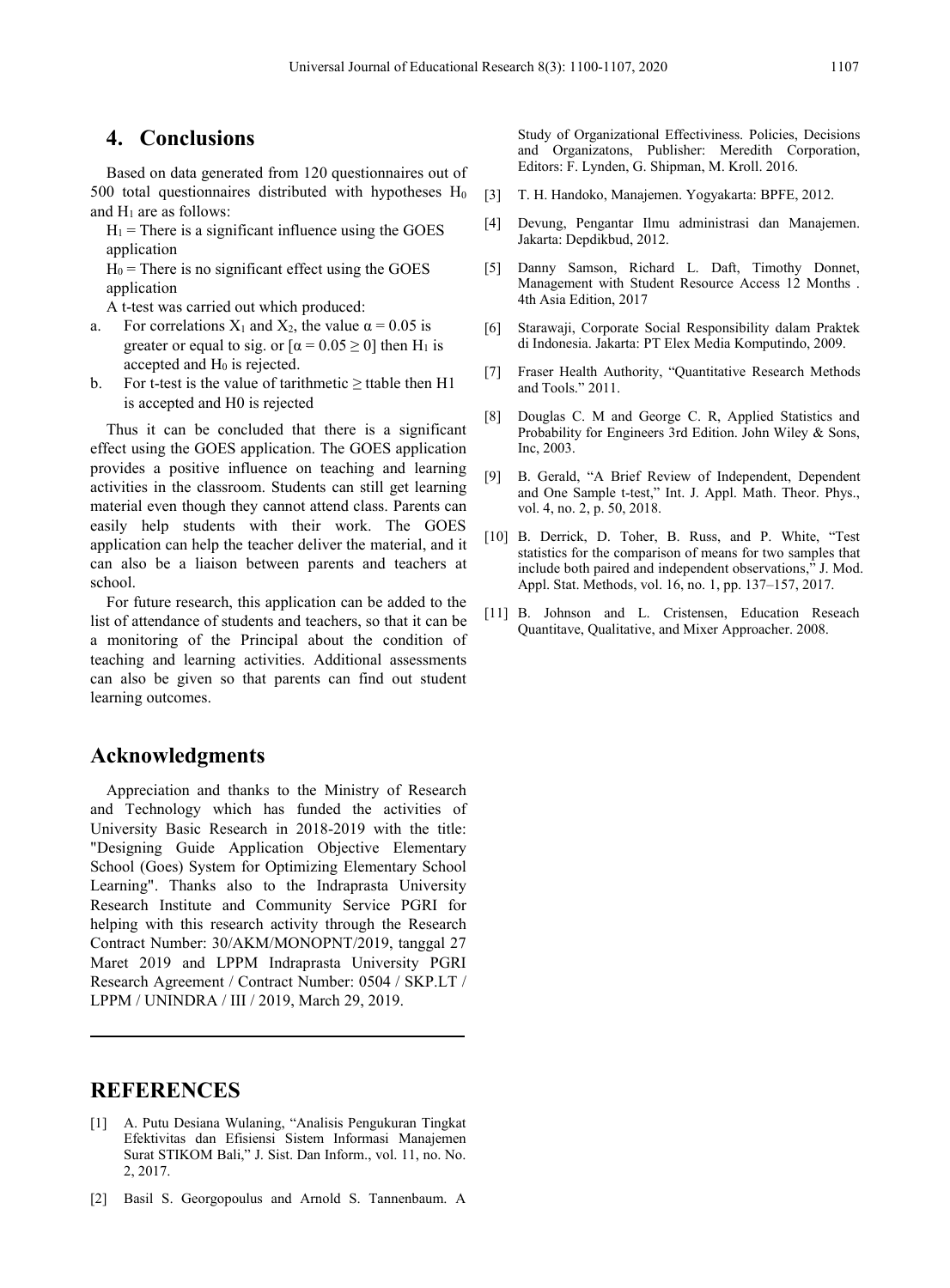## 4. Conclusions

Based on data generated from 120 questionnaires out of 500 total questionnaires distributed with hypotheses $H_0$ and $H_1$ are as follows:

$H_1$ = There is a significant influence using the GOES application

$H_0$ = There is no significant effect using the GOES application

A t-test was carried out which produced:

a. For correlations $X_1$ and $X_2$, the value $\alpha = 0.05$ is greater or equal to sig. or $[\alpha = 0.05 \geq 0]$ then $H_1$ is accepted and $H_0$ is rejected.

b. For t-test is the value of tarithmetic $\geq$ ttable then H1 is accepted and H0 is rejected

Thus it can be concluded that there is a significant effect using the GOES application. The GOES application provides a positive influence on teaching and learning activities in the classroom. Students can still get learning material even though they cannot attend class. Parents can easily help students with their work. The GOES application can help the teacher deliver the material, and it can also be a liaison between parents and teachers at school.

For future research, this application can be added to the list of attendance of students and teachers, so that it can be a monitoring of the Principal about the condition of teaching and learning activities. Additional assessments can also be given so that parents can find out student learning outcomes.

## Acknowledgments

Appreciation and thanks to the Ministry of Research and Technology which has funded the activities of University Basic Research in 2018-2019 with the title: "Designing Guide Application Objective Elementary School (Goes) System for Optimizing Elementary School Learning". Thanks also to the Indraprasta University Research Institute and Community Service PGRI for helping with this research activity through the Research Contract Number: 30/AKM/MONOPNT/2019, tanggal 27 Maret 2019 and LPPM Indraprasta University PGRI Research Agreement / Contract Number: 0504 / SKP.LT / LPPM / UNINDRA / III / 2019, March 29, 2019.

## REFERENCES

[1] A. Putu Desiana Wulaning, "Analisis Pengukuran Tingkat Efektivitas dan Efisiensi Sistem Informasi Manajemen Surat STIKOM Bali," J. Sist. Dan Inform., vol. 11, no. No. 2, 2017.

[2] Basil S. Georgopoulus and Arnold S. Tannenbaum. A Study of Organizational Effectiviness. Policies, Decisions and Organizatons, Publisher: Meredith Corporation, Editors: F. Lynden, G. Shipman, M. Kroll. 2016.

[3] T. H. Handoko, Manajemen. Yogyakarta: BPFE, 2012.

[4] Devung, Pengantar Ilmu administrasi dan Manajemen. Jakarta: Depdikbud, 2012.

[5] Danny Samson, Richard L. Daft, Timothy Donnet, Management with Student Resource Access 12 Months . 4th Asia Edition, 2017

[6] Starawaji, Corporate Social Responsibility dalam Praktek di Indonesia. Jakarta: PT Elex Media Komputindo, 2009.

[7] Fraser Health Authority, "Quantitative Research Methods and Tools." 2011.

[8] Douglas C. M and George C. R, Applied Statistics and Probability for Engineers 3rd Edition. John Wiley & Sons, Inc, 2003.

[9] B. Gerald, "A Brief Review of Independent, Dependent and One Sample t-test," Int. J. Appl. Math. Theor. Phys., vol. 4, no. 2, p. 50, 2018.

[10] B. Derrick, D. Toher, B. Russ, and P. White, "Test statistics for the comparison of means for two samples that include both paired and independent observations," J. Mod. Appl. Stat. Methods, vol. 16, no. 1, pp. 137–157, 2017.

[11] B. Johnson and L. Cristensen, Education Reseach Quantitave, Qualitative, and Mixer Approacher. 2008.